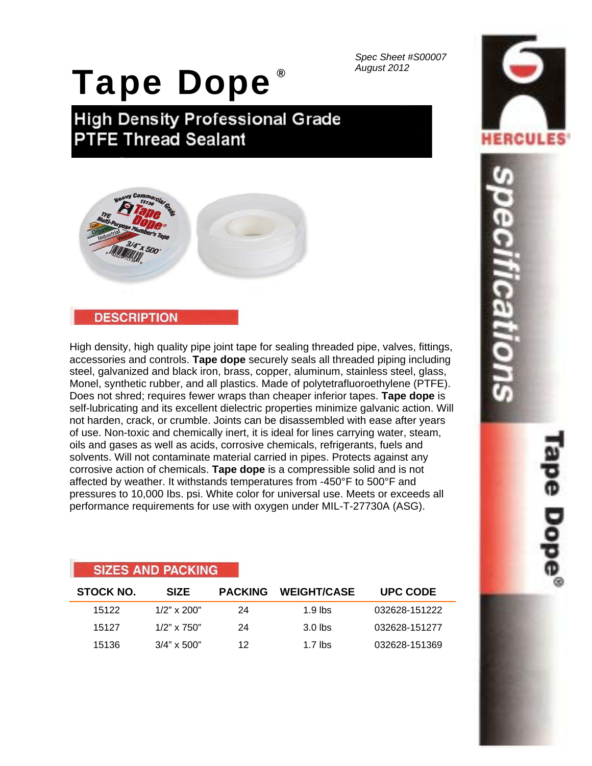*Spec Sheet #S00007*
*August 2012*

# Tape Dope®

## High Density Professional Grade PTFE Thread Sealant

## DESCRIPTION

High density, high quality pipe joint tape for sealing threaded pipe, valves, fittings, accessories and controls. **Tape dope** securely seals all threaded piping including steel, galvanized and black iron, brass, copper, aluminum, stainless steel, glass, Monel, synthetic rubber, and all plastics. Made of polytetrafluoroethylene (PTFE). Does not shred; requires fewer wraps than cheaper inferior tapes. **Tape dope** is self-lubricating and its excellent dielectric properties minimize galvanic action. Will not harden, crack, or crumble. Joints can be disassembled with ease after years of use. Non-toxic and chemically inert, it is ideal for lines carrying water, steam, oils and gases as well as acids, corrosive chemicals, refrigerants, fuels and solvents. Will not contaminate material carried in pipes. Protects against any corrosive action of chemicals. **Tape dope** is a compressible solid and is not affected by weather. It withstands temperatures from -450°F to 500°F and pressures to 10,000 lbs. psi. White color for universal use. Meets or exceeds all performance requirements for use with oxygen under MIL-T-27730A (ASG).

## SIZES AND PACKING

| STOCK NO. | SIZE | PACKING | WEIGHT/CASE | UPC CODE |
|---|---|---|---|---|
| 15122 | 1/2" x 200" | 24 | 1.9 lbs | 032628-151222 |
| 15127 | 1/2" x 750" | 24 | 3.0 lbs | 032628-151277 |
| 15136 | 3/4" x 500" | 12 | 1.7 lbs | 032628-151369 |

HERCULES®

specifications

Tape Dope®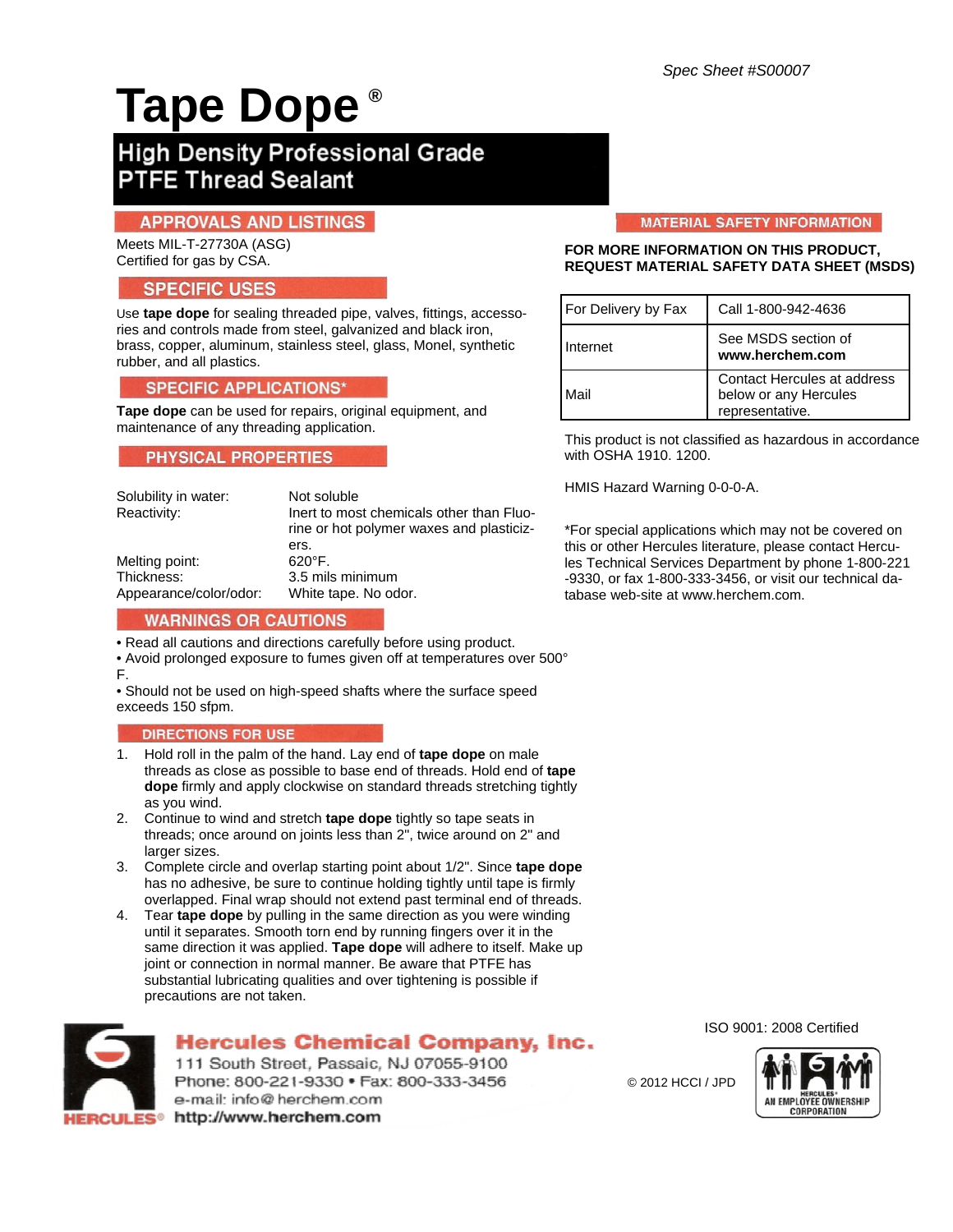Spec Sheet #S00007

# Tape Dope®

## High Density Professional Grade PTFE Thread Sealant

### APPROVALS AND LISTINGS

Meets MIL-T-27730A (ASG)
Certified for gas by CSA.

### SPECIFIC USES

Use **tape dope** for sealing threaded pipe, valves, fittings, accessories and controls made from steel, galvanized and black iron, brass, copper, aluminum, stainless steel, glass, Monel, synthetic rubber, and all plastics.

### SPECIFIC APPLICATIONS*

**Tape dope** can be used for repairs, original equipment, and maintenance of any threading application.

### PHYSICAL PROPERTIES

| | |
|---|---|
| Solubility in water: | Not soluble |
| Reactivity: | Inert to most chemicals other than Fluorine or hot polymer waxes and plasticizers. |
| Melting point: | 620°F. |
| Thickness: | 3.5 mils minimum |
| Appearance/color/odor: | White tape. No odor. |

### WARNINGS OR CAUTIONS

- Read all cautions and directions carefully before using product.
- Avoid prolonged exposure to fumes given off at temperatures over 500° F.
- Should not be used on high-speed shafts where the surface speed exceeds 150 sfpm.

### DIRECTIONS FOR USE

1. Hold roll in the palm of the hand. Lay end of **tape dope** on male threads as close as possible to base end of threads. Hold end of **tape dope** firmly and apply clockwise on standard threads stretching tightly as you wind.
2. Continue to wind and stretch **tape dope** tightly so tape seats in threads; once around on joints less than 2", twice around on 2" and larger sizes.
3. Complete circle and overlap starting point about 1/2". Since **tape dope** has no adhesive, be sure to continue holding tightly until tape is firmly overlapped. Final wrap should not extend past terminal end of threads.
4. Tear **tape dope** by pulling in the same direction as you were winding until it separates. Smooth torn end by running fingers over it in the same direction it was applied. **Tape dope** will adhere to itself. Make up joint or connection in normal manner. Be aware that PTFE has substantial lubricating qualities and over tightening is possible if precautions are not taken.

### MATERIAL SAFETY INFORMATION

**FOR MORE INFORMATION ON THIS PRODUCT, REQUEST MATERIAL SAFETY DATA SHEET (MSDS)**

| | |
|---|---|
| For Delivery by Fax | Call 1-800-942-4636 |
| Internet | See MSDS section of **www.herchem.com** |
| Mail | Contact Hercules at address below or any Hercules representative. |

This product is not classified as hazardous in accordance with OSHA 1910. 1200.

HMIS Hazard Warning 0-0-0-A.

*For special applications which may not be covered on this or other Hercules literature, please contact Hercules Technical Services Department by phone 1-800-221-9330, or fax 1-800-333-3456, or visit our technical database web-site at www.herchem.com.

**Hercules Chemical Company, Inc.**
111 South Street, Passaic, NJ 07055-9100
Phone: 800-221-9330 • Fax: 800-333-3456
e-mail: info@herchem.com
http://www.herchem.com

HERCULES®

© 2012 HCCI / JPD

ISO 9001: 2008 Certified

HERCULES® AN EMPLOYEE OWNERSHIP CORPORATION